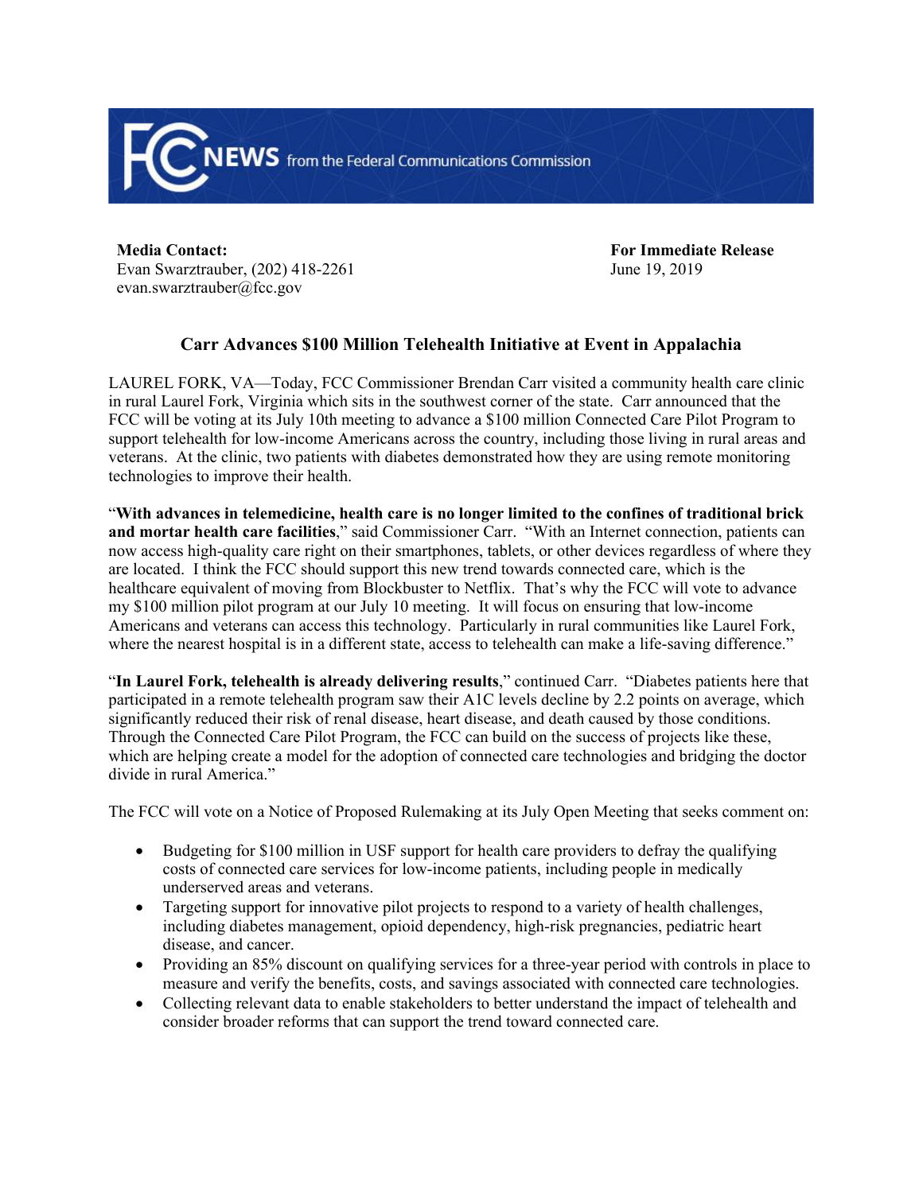**Media Contact:**
Evan Swarztrauber, (202) 418-2261
evan.swarztrauber@fcc.gov

**For Immediate Release**
June 19, 2019

## Carr Advances $100 Million Telehealth Initiative at Event in Appalachia

LAUREL FORK, VA—Today, FCC Commissioner Brendan Carr visited a community health care clinic in rural Laurel Fork, Virginia which sits in the southwest corner of the state. Carr announced that the FCC will be voting at its July 10th meeting to advance a $100 million Connected Care Pilot Program to support telehealth for low-income Americans across the country, including those living in rural areas and veterans. At the clinic, two patients with diabetes demonstrated how they are using remote monitoring technologies to improve their health.

"**With advances in telemedicine, health care is no longer limited to the confines of traditional brick and mortar health care facilities**," said Commissioner Carr. "With an Internet connection, patients can now access high-quality care right on their smartphones, tablets, or other devices regardless of where they are located. I think the FCC should support this new trend towards connected care, which is the healthcare equivalent of moving from Blockbuster to Netflix. That's why the FCC will vote to advance my $100 million pilot program at our July 10 meeting. It will focus on ensuring that low-income Americans and veterans can access this technology. Particularly in rural communities like Laurel Fork, where the nearest hospital is in a different state, access to telehealth can make a life-saving difference."

"**In Laurel Fork, telehealth is already delivering results**," continued Carr. "Diabetes patients here that participated in a remote telehealth program saw their A1C levels decline by 2.2 points on average, which significantly reduced their risk of renal disease, heart disease, and death caused by those conditions. Through the Connected Care Pilot Program, the FCC can build on the success of projects like these, which are helping create a model for the adoption of connected care technologies and bridging the doctor divide in rural America."

The FCC will vote on a Notice of Proposed Rulemaking at its July Open Meeting that seeks comment on:

- Budgeting for $100 million in USF support for health care providers to defray the qualifying costs of connected care services for low-income patients, including people in medically underserved areas and veterans.
- Targeting support for innovative pilot projects to respond to a variety of health challenges, including diabetes management, opioid dependency, high-risk pregnancies, pediatric heart disease, and cancer.
- Providing an 85% discount on qualifying services for a three-year period with controls in place to measure and verify the benefits, costs, and savings associated with connected care technologies.
- Collecting relevant data to enable stakeholders to better understand the impact of telehealth and consider broader reforms that can support the trend toward connected care.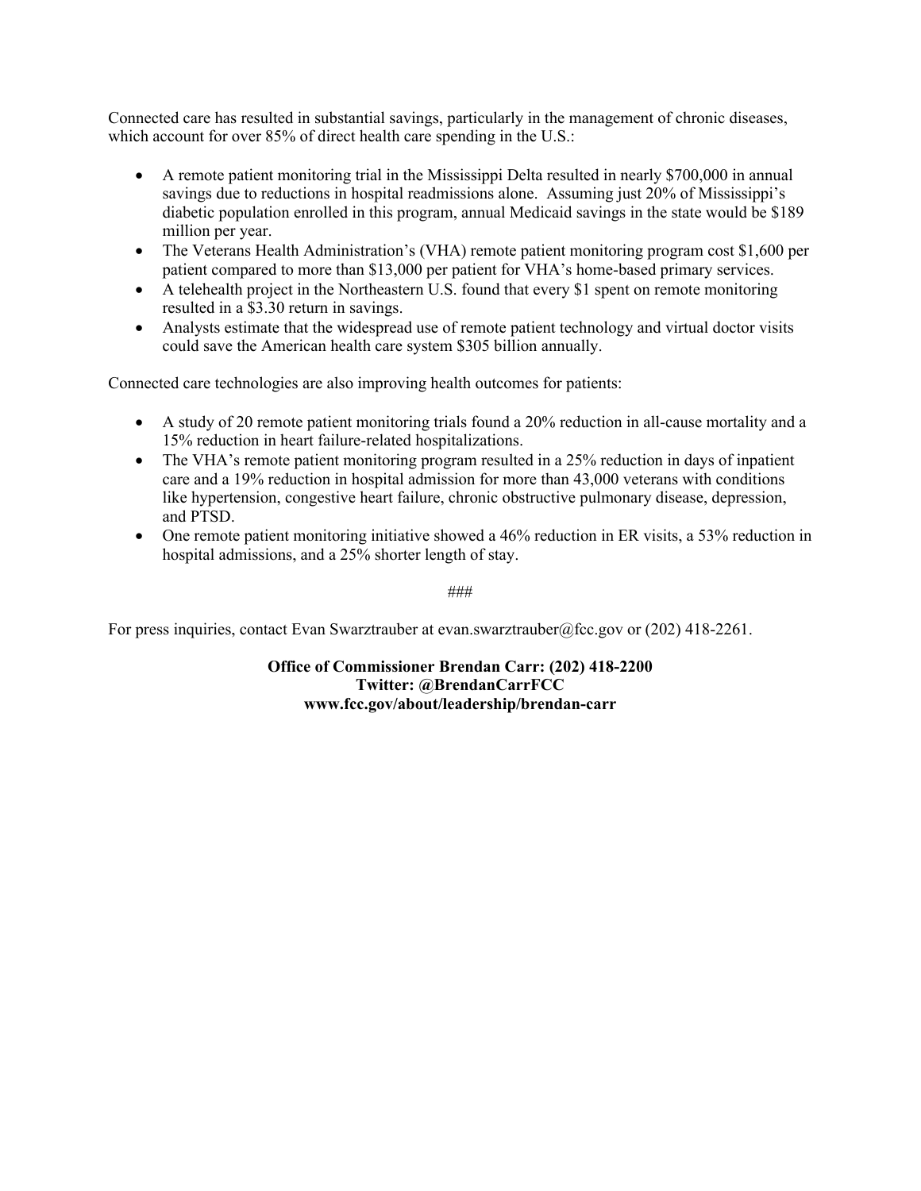Connected care has resulted in substantial savings, particularly in the management of chronic diseases, which account for over 85% of direct health care spending in the U.S.:

- A remote patient monitoring trial in the Mississippi Delta resulted in nearly $700,000 in annual savings due to reductions in hospital readmissions alone. Assuming just 20% of Mississippi's diabetic population enrolled in this program, annual Medicaid savings in the state would be $189 million per year.
- The Veterans Health Administration's (VHA) remote patient monitoring program cost $1,600 per patient compared to more than $13,000 per patient for VHA's home-based primary services.
- A telehealth project in the Northeastern U.S. found that every $1 spent on remote monitoring resulted in a $3.30 return in savings.
- Analysts estimate that the widespread use of remote patient technology and virtual doctor visits could save the American health care system $305 billion annually.

Connected care technologies are also improving health outcomes for patients:

- A study of 20 remote patient monitoring trials found a 20% reduction in all-cause mortality and a 15% reduction in heart failure-related hospitalizations.
- The VHA's remote patient monitoring program resulted in a 25% reduction in days of inpatient care and a 19% reduction in hospital admission for more than 43,000 veterans with conditions like hypertension, congestive heart failure, chronic obstructive pulmonary disease, depression, and PTSD.
- One remote patient monitoring initiative showed a 46% reduction in ER visits, a 53% reduction in hospital admissions, and a 25% shorter length of stay.

###

For press inquiries, contact Evan Swarztrauber at evan.swarztrauber@fcc.gov or (202) 418-2261.

**Office of Commissioner Brendan Carr: (202) 418-2200**
**Twitter: @BrendanCarrFCC**
**www.fcc.gov/about/leadership/brendan-carr**